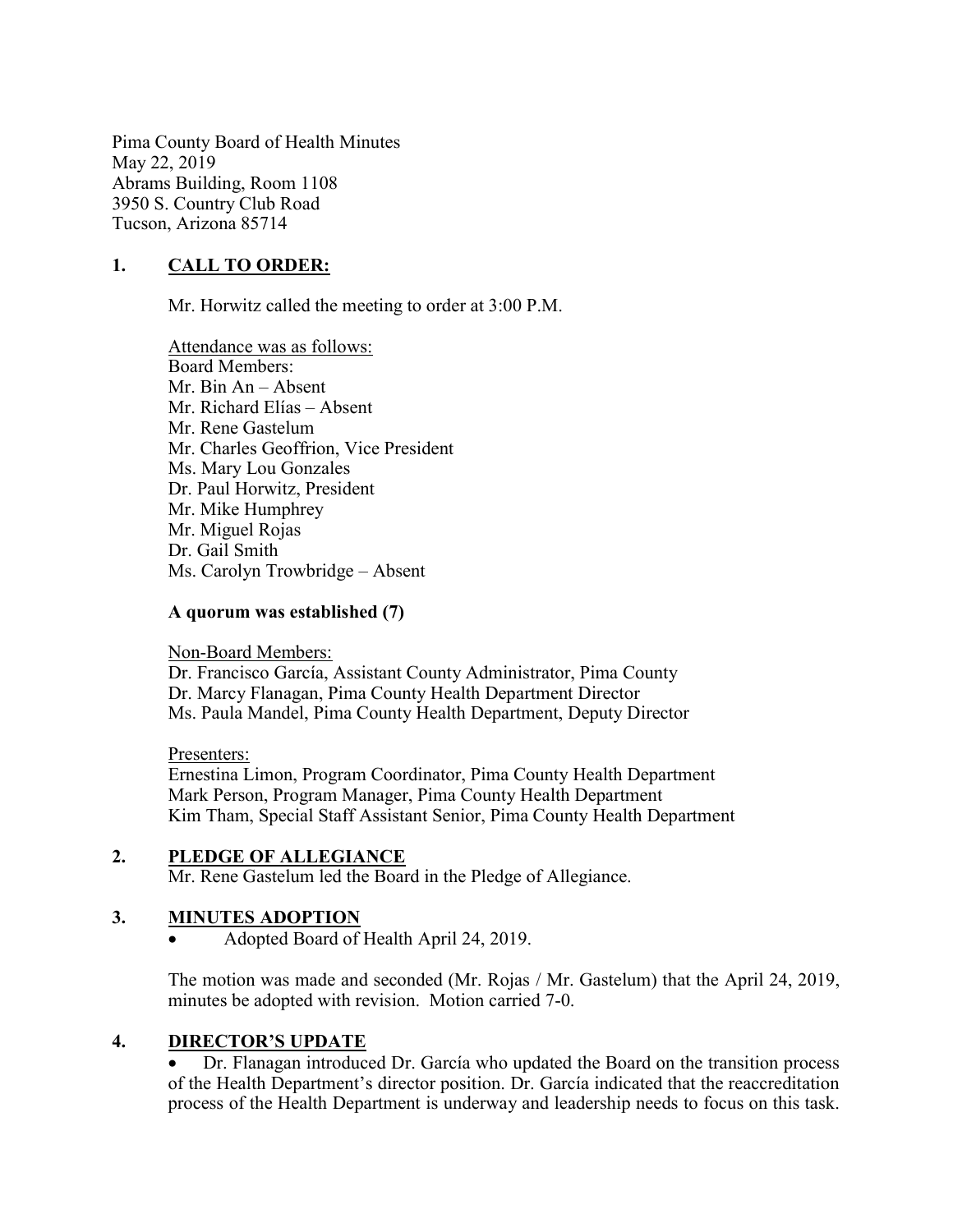Pima County Board of Health Minutes
May 22, 2019
Abrams Building, Room 1108
3950 S. Country Club Road
Tucson, Arizona 85714

## 1. CALL TO ORDER:

Mr. Horwitz called the meeting to order at 3:00 P.M.

Attendance was as follows:
Board Members:
Mr. Bin An – Absent
Mr. Richard Elías – Absent
Mr. Rene Gastelum
Mr. Charles Geoffrion, Vice President
Ms. Mary Lou Gonzales
Dr. Paul Horwitz, President
Mr. Mike Humphrey
Mr. Miguel Rojas
Dr. Gail Smith
Ms. Carolyn Trowbridge – Absent

**A quorum was established (7)**

Non-Board Members:
Dr. Francisco García, Assistant County Administrator, Pima County
Dr. Marcy Flanagan, Pima County Health Department Director
Ms. Paula Mandel, Pima County Health Department, Deputy Director

Presenters:
Ernestina Limon, Program Coordinator, Pima County Health Department
Mark Person, Program Manager, Pima County Health Department
Kim Tham, Special Staff Assistant Senior, Pima County Health Department

## 2. PLEDGE OF ALLEGIANCE

Mr. Rene Gastelum led the Board in the Pledge of Allegiance.

## 3. MINUTES ADOPTION

- Adopted Board of Health April 24, 2019.

The motion was made and seconded (Mr. Rojas / Mr. Gastelum) that the April 24, 2019, minutes be adopted with revision. Motion carried 7-0.

## 4. DIRECTOR'S UPDATE

- Dr. Flanagan introduced Dr. García who updated the Board on the transition process of the Health Department's director position. Dr. García indicated that the reaccreditation process of the Health Department is underway and leadership needs to focus on this task.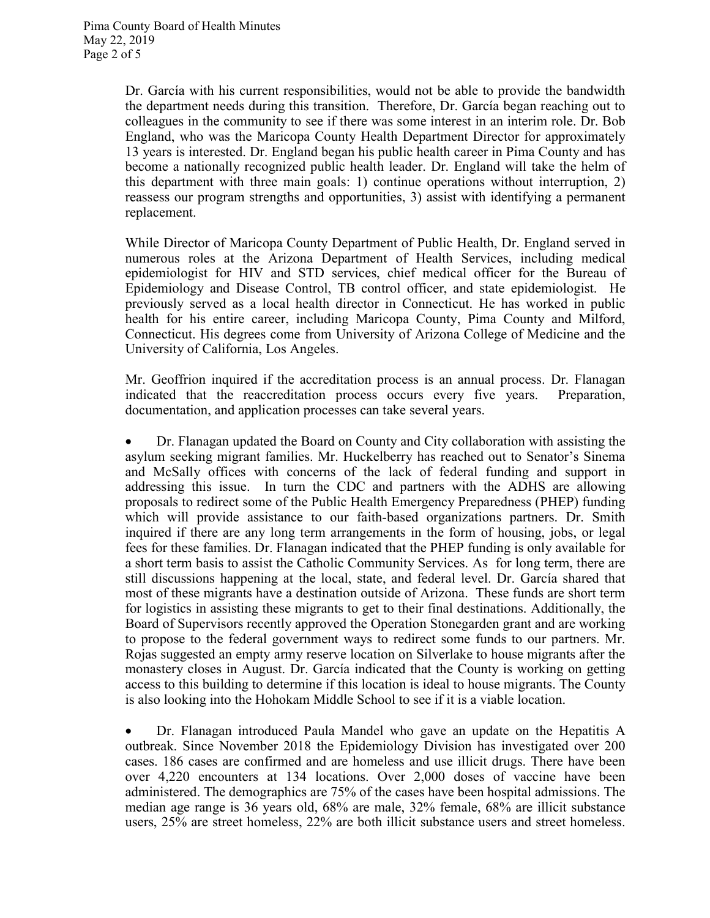Dr. García with his current responsibilities, would not be able to provide the bandwidth the department needs during this transition. Therefore, Dr. García began reaching out to colleagues in the community to see if there was some interest in an interim role. Dr. Bob England, who was the Maricopa County Health Department Director for approximately 13 years is interested. Dr. England began his public health career in Pima County and has become a nationally recognized public health leader. Dr. England will take the helm of this department with three main goals: 1) continue operations without interruption, 2) reassess our program strengths and opportunities, 3) assist with identifying a permanent replacement.

While Director of Maricopa County Department of Public Health, Dr. England served in numerous roles at the Arizona Department of Health Services, including medical epidemiologist for HIV and STD services, chief medical officer for the Bureau of Epidemiology and Disease Control, TB control officer, and state epidemiologist. He previously served as a local health director in Connecticut. He has worked in public health for his entire career, including Maricopa County, Pima County and Milford, Connecticut. His degrees come from University of Arizona College of Medicine and the University of California, Los Angeles.

Mr. Geoffrion inquired if the accreditation process is an annual process. Dr. Flanagan indicated that the reaccreditation process occurs every five years. Preparation, documentation, and application processes can take several years.

- Dr. Flanagan updated the Board on County and City collaboration with assisting the asylum seeking migrant families. Mr. Huckelberry has reached out to Senator's Sinema and McSally offices with concerns of the lack of federal funding and support in addressing this issue. In turn the CDC and partners with the ADHS are allowing proposals to redirect some of the Public Health Emergency Preparedness (PHEP) funding which will provide assistance to our faith-based organizations partners. Dr. Smith inquired if there are any long term arrangements in the form of housing, jobs, or legal fees for these families. Dr. Flanagan indicated that the PHEP funding is only available for a short term basis to assist the Catholic Community Services. As for long term, there are still discussions happening at the local, state, and federal level. Dr. García shared that most of these migrants have a destination outside of Arizona. These funds are short term for logistics in assisting these migrants to get to their final destinations. Additionally, the Board of Supervisors recently approved the Operation Stonegarden grant and are working to propose to the federal government ways to redirect some funds to our partners. Mr. Rojas suggested an empty army reserve location on Silverlake to house migrants after the monastery closes in August. Dr. García indicated that the County is working on getting access to this building to determine if this location is ideal to house migrants. The County is also looking into the Hohokam Middle School to see if it is a viable location.

- Dr. Flanagan introduced Paula Mandel who gave an update on the Hepatitis A outbreak. Since November 2018 the Epidemiology Division has investigated over 200 cases. 186 cases are confirmed and are homeless and use illicit drugs. There have been over 4,220 encounters at 134 locations. Over 2,000 doses of vaccine have been administered. The demographics are 75% of the cases have been hospital admissions. The median age range is 36 years old, 68% are male, 32% female, 68% are illicit substance users, 25% are street homeless, 22% are both illicit substance users and street homeless.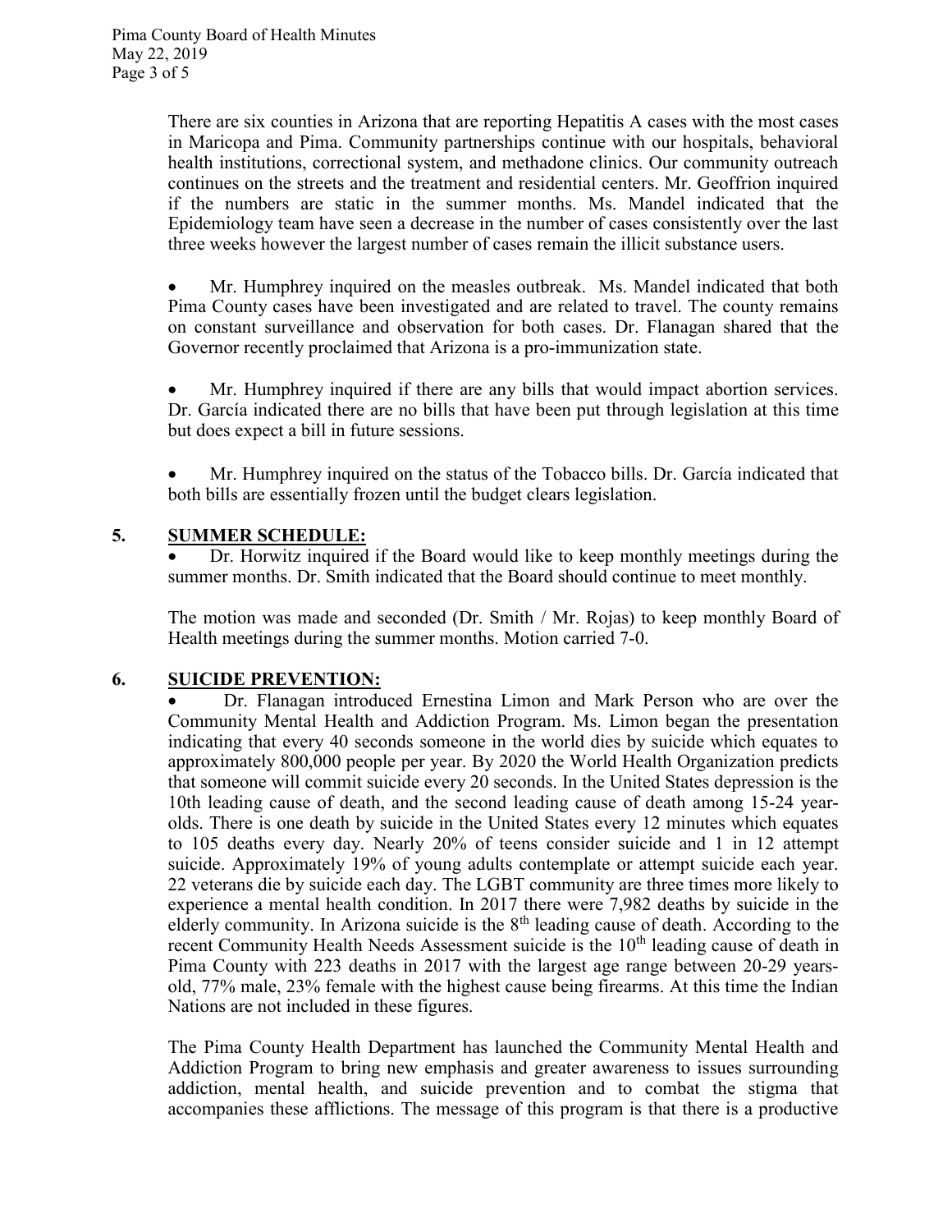There are six counties in Arizona that are reporting Hepatitis A cases with the most cases in Maricopa and Pima. Community partnerships continue with our hospitals, behavioral health institutions, correctional system, and methadone clinics. Our community outreach continues on the streets and the treatment and residential centers. Mr. Geoffrion inquired if the numbers are static in the summer months. Ms. Mandel indicated that the Epidemiology team have seen a decrease in the number of cases consistently over the last three weeks however the largest number of cases remain the illicit substance users.

- Mr. Humphrey inquired on the measles outbreak. Ms. Mandel indicated that both Pima County cases have been investigated and are related to travel. The county remains on constant surveillance and observation for both cases. Dr. Flanagan shared that the Governor recently proclaimed that Arizona is a pro-immunization state.

- Mr. Humphrey inquired if there are any bills that would impact abortion services. Dr. García indicated there are no bills that have been put through legislation at this time but does expect a bill in future sessions.

- Mr. Humphrey inquired on the status of the Tobacco bills. Dr. García indicated that both bills are essentially frozen until the budget clears legislation.

## 5. SUMMER SCHEDULE:

- Dr. Horwitz inquired if the Board would like to keep monthly meetings during the summer months. Dr. Smith indicated that the Board should continue to meet monthly.

The motion was made and seconded (Dr. Smith / Mr. Rojas) to keep monthly Board of Health meetings during the summer months. Motion carried 7-0.

## 6. SUICIDE PREVENTION:

- Dr. Flanagan introduced Ernestina Limon and Mark Person who are over the Community Mental Health and Addiction Program. Ms. Limon began the presentation indicating that every 40 seconds someone in the world dies by suicide which equates to approximately 800,000 people per year. By 2020 the World Health Organization predicts that someone will commit suicide every 20 seconds. In the United States depression is the 10th leading cause of death, and the second leading cause of death among 15-24 year-olds. There is one death by suicide in the United States every 12 minutes which equates to 105 deaths every day. Nearly 20% of teens consider suicide and 1 in 12 attempt suicide. Approximately 19% of young adults contemplate or attempt suicide each year. 22 veterans die by suicide each day. The LGBT community are three times more likely to experience a mental health condition. In 2017 there were 7,982 deaths by suicide in the elderly community. In Arizona suicide is the 8th leading cause of death. According to the recent Community Health Needs Assessment suicide is the 10th leading cause of death in Pima County with 223 deaths in 2017 with the largest age range between 20-29 years-old, 77% male, 23% female with the highest cause being firearms. At this time the Indian Nations are not included in these figures.

The Pima County Health Department has launched the Community Mental Health and Addiction Program to bring new emphasis and greater awareness to issues surrounding addiction, mental health, and suicide prevention and to combat the stigma that accompanies these afflictions. The message of this program is that there is a productive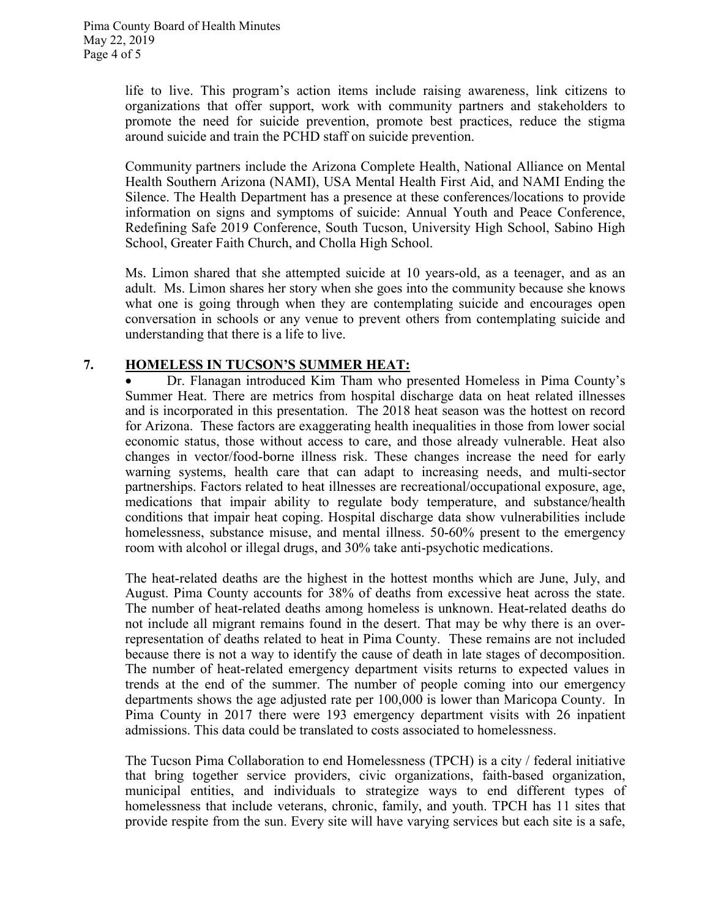life to live. This program's action items include raising awareness, link citizens to organizations that offer support, work with community partners and stakeholders to promote the need for suicide prevention, promote best practices, reduce the stigma around suicide and train the PCHD staff on suicide prevention.

Community partners include the Arizona Complete Health, National Alliance on Mental Health Southern Arizona (NAMI), USA Mental Health First Aid, and NAMI Ending the Silence. The Health Department has a presence at these conferences/locations to provide information on signs and symptoms of suicide: Annual Youth and Peace Conference, Redefining Safe 2019 Conference, South Tucson, University High School, Sabino High School, Greater Faith Church, and Cholla High School.

Ms. Limon shared that she attempted suicide at 10 years-old, as a teenager, and as an adult. Ms. Limon shares her story when she goes into the community because she knows what one is going through when they are contemplating suicide and encourages open conversation in schools or any venue to prevent others from contemplating suicide and understanding that there is a life to live.

## 7. HOMELESS IN TUCSON'S SUMMER HEAT:

- Dr. Flanagan introduced Kim Tham who presented Homeless in Pima County's Summer Heat. There are metrics from hospital discharge data on heat related illnesses and is incorporated in this presentation. The 2018 heat season was the hottest on record for Arizona. These factors are exaggerating health inequalities in those from lower social economic status, those without access to care, and those already vulnerable. Heat also changes in vector/food-borne illness risk. These changes increase the need for early warning systems, health care that can adapt to increasing needs, and multi-sector partnerships. Factors related to heat illnesses are recreational/occupational exposure, age, medications that impair ability to regulate body temperature, and substance/health conditions that impair heat coping. Hospital discharge data show vulnerabilities include homelessness, substance misuse, and mental illness. 50-60% present to the emergency room with alcohol or illegal drugs, and 30% take anti-psychotic medications.

The heat-related deaths are the highest in the hottest months which are June, July, and August. Pima County accounts for 38% of deaths from excessive heat across the state. The number of heat-related deaths among homeless is unknown. Heat-related deaths do not include all migrant remains found in the desert. That may be why there is an over-representation of deaths related to heat in Pima County. These remains are not included because there is not a way to identify the cause of death in late stages of decomposition. The number of heat-related emergency department visits returns to expected values in trends at the end of the summer. The number of people coming into our emergency departments shows the age adjusted rate per 100,000 is lower than Maricopa County. In Pima County in 2017 there were 193 emergency department visits with 26 inpatient admissions. This data could be translated to costs associated to homelessness.

The Tucson Pima Collaboration to end Homelessness (TPCH) is a city / federal initiative that bring together service providers, civic organizations, faith-based organization, municipal entities, and individuals to strategize ways to end different types of homelessness that include veterans, chronic, family, and youth. TPCH has 11 sites that provide respite from the sun. Every site will have varying services but each site is a safe,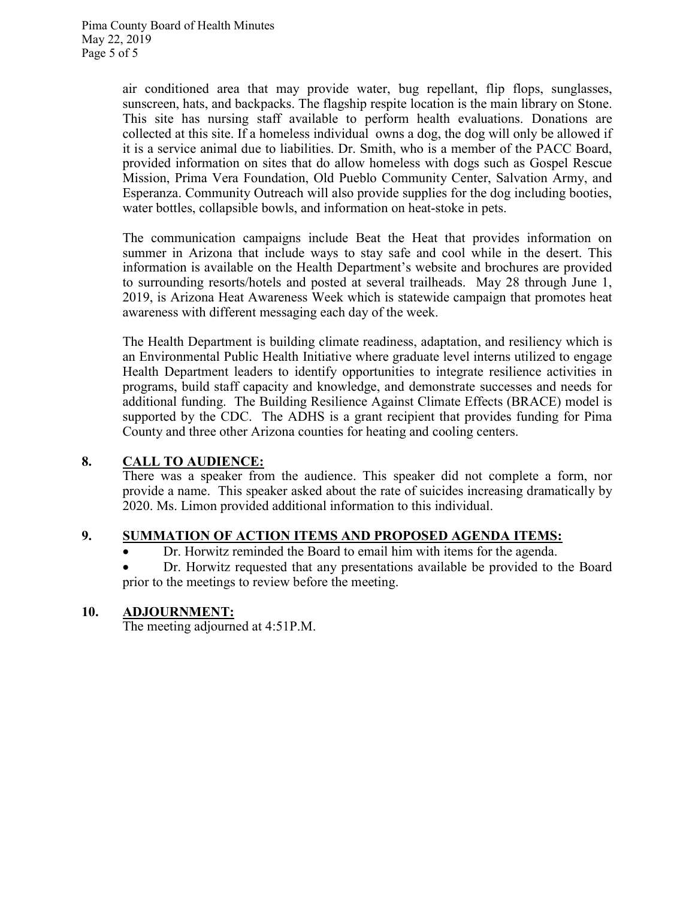air conditioned area that may provide water, bug repellant, flip flops, sunglasses, sunscreen, hats, and backpacks. The flagship respite location is the main library on Stone. This site has nursing staff available to perform health evaluations. Donations are collected at this site. If a homeless individual owns a dog, the dog will only be allowed if it is a service animal due to liabilities. Dr. Smith, who is a member of the PACC Board, provided information on sites that do allow homeless with dogs such as Gospel Rescue Mission, Prima Vera Foundation, Old Pueblo Community Center, Salvation Army, and Esperanza. Community Outreach will also provide supplies for the dog including booties, water bottles, collapsible bowls, and information on heat-stoke in pets.

The communication campaigns include Beat the Heat that provides information on summer in Arizona that include ways to stay safe and cool while in the desert. This information is available on the Health Department's website and brochures are provided to surrounding resorts/hotels and posted at several trailheads. May 28 through June 1, 2019, is Arizona Heat Awareness Week which is statewide campaign that promotes heat awareness with different messaging each day of the week.

The Health Department is building climate readiness, adaptation, and resiliency which is an Environmental Public Health Initiative where graduate level interns utilized to engage Health Department leaders to identify opportunities to integrate resilience activities in programs, build staff capacity and knowledge, and demonstrate successes and needs for additional funding. The Building Resilience Against Climate Effects (BRACE) model is supported by the CDC. The ADHS is a grant recipient that provides funding for Pima County and three other Arizona counties for heating and cooling centers.

## 8. CALL TO AUDIENCE:

There was a speaker from the audience. This speaker did not complete a form, nor provide a name. This speaker asked about the rate of suicides increasing dramatically by 2020. Ms. Limon provided additional information to this individual.

## 9. SUMMATION OF ACTION ITEMS AND PROPOSED AGENDA ITEMS:

- Dr. Horwitz reminded the Board to email him with items for the agenda.
- Dr. Horwitz requested that any presentations available be provided to the Board prior to the meetings to review before the meeting.

## 10. ADJOURNMENT:

The meeting adjourned at 4:51P.M.